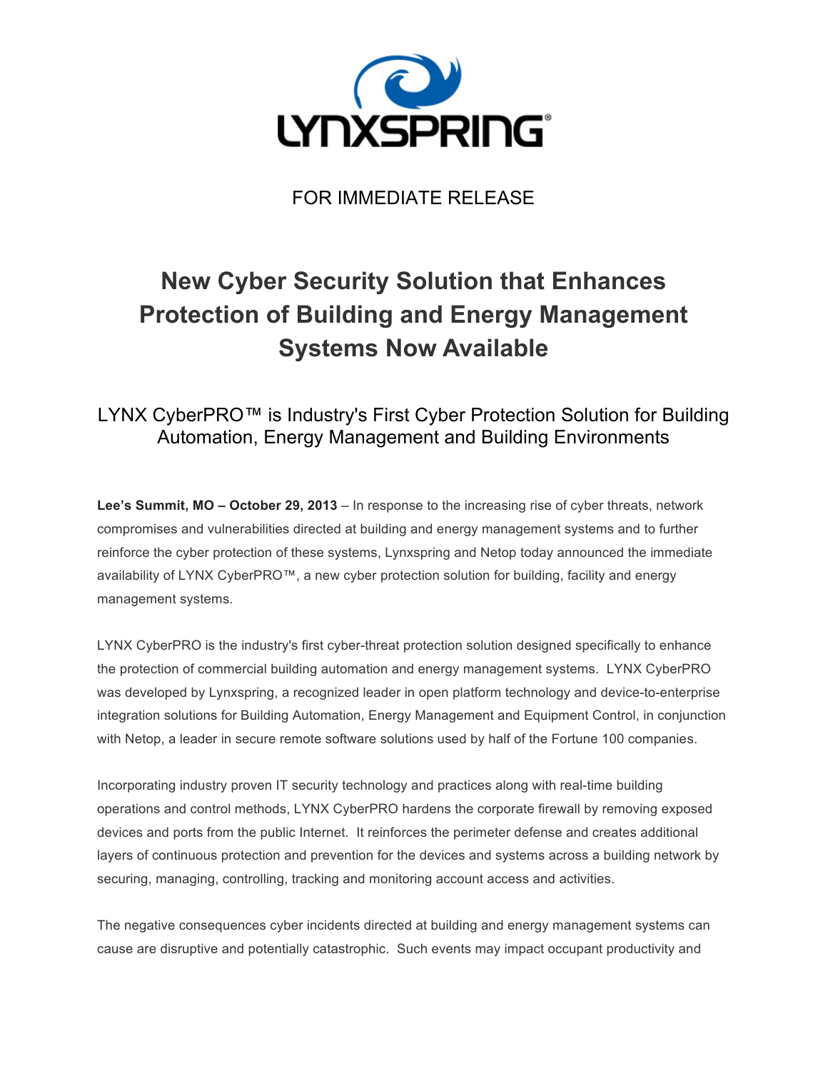LYNXSPRING®

FOR IMMEDIATE RELEASE

# New Cyber Security Solution that Enhances Protection of Building and Energy Management Systems Now Available

## LYNX CyberPRO™ is Industry's First Cyber Protection Solution for Building Automation, Energy Management and Building Environments

**Lee's Summit, MO – October 29, 2013** – In response to the increasing rise of cyber threats, network compromises and vulnerabilities directed at building and energy management systems and to further reinforce the cyber protection of these systems, Lynxspring and Netop today announced the immediate availability of LYNX CyberPRO™, a new cyber protection solution for building, facility and energy management systems.

LYNX CyberPRO is the industry's first cyber-threat protection solution designed specifically to enhance the protection of commercial building automation and energy management systems. LYNX CyberPRO was developed by Lynxspring, a recognized leader in open platform technology and device-to-enterprise integration solutions for Building Automation, Energy Management and Equipment Control, in conjunction with Netop, a leader in secure remote software solutions used by half of the Fortune 100 companies.

Incorporating industry proven IT security technology and practices along with real-time building operations and control methods, LYNX CyberPRO hardens the corporate firewall by removing exposed devices and ports from the public Internet. It reinforces the perimeter defense and creates additional layers of continuous protection and prevention for the devices and systems across a building network by securing, managing, controlling, tracking and monitoring account access and activities.

The negative consequences cyber incidents directed at building and energy management systems can cause are disruptive and potentially catastrophic. Such events may impact occupant productivity and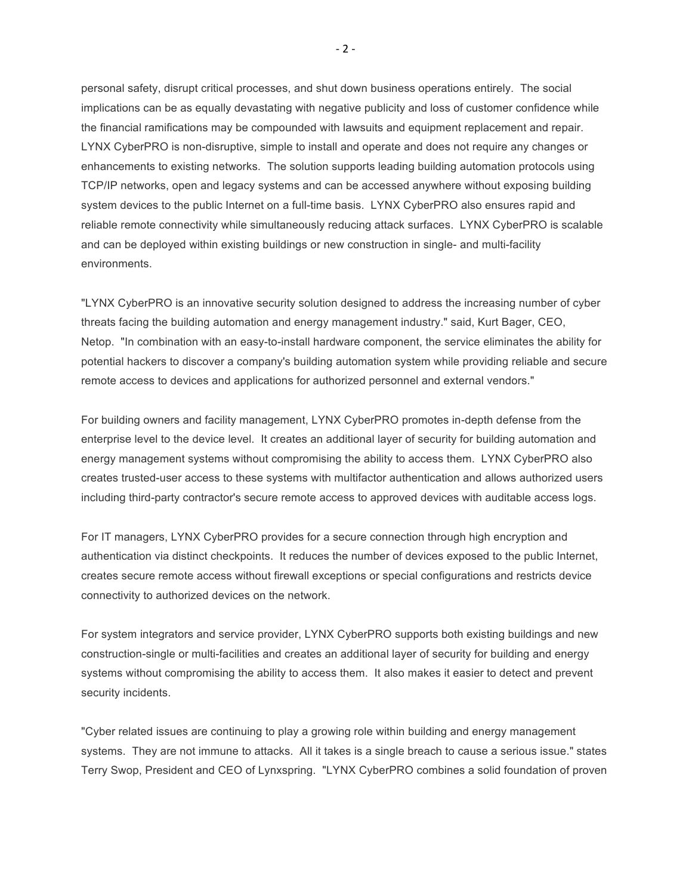personal safety, disrupt critical processes, and shut down business operations entirely. The social implications can be as equally devastating with negative publicity and loss of customer confidence while the financial ramifications may be compounded with lawsuits and equipment replacement and repair. LYNX CyberPRO is non-disruptive, simple to install and operate and does not require any changes or enhancements to existing networks. The solution supports leading building automation protocols using TCP/IP networks, open and legacy systems and can be accessed anywhere without exposing building system devices to the public Internet on a full-time basis. LYNX CyberPRO also ensures rapid and reliable remote connectivity while simultaneously reducing attack surfaces. LYNX CyberPRO is scalable and can be deployed within existing buildings or new construction in single- and multi-facility environments.

"LYNX CyberPRO is an innovative security solution designed to address the increasing number of cyber threats facing the building automation and energy management industry." said, Kurt Bager, CEO, Netop. "In combination with an easy-to-install hardware component, the service eliminates the ability for potential hackers to discover a company's building automation system while providing reliable and secure remote access to devices and applications for authorized personnel and external vendors."

For building owners and facility management, LYNX CyberPRO promotes in-depth defense from the enterprise level to the device level. It creates an additional layer of security for building automation and energy management systems without compromising the ability to access them. LYNX CyberPRO also creates trusted-user access to these systems with multifactor authentication and allows authorized users including third-party contractor's secure remote access to approved devices with auditable access logs.

For IT managers, LYNX CyberPRO provides for a secure connection through high encryption and authentication via distinct checkpoints. It reduces the number of devices exposed to the public Internet, creates secure remote access without firewall exceptions or special configurations and restricts device connectivity to authorized devices on the network.

For system integrators and service provider, LYNX CyberPRO supports both existing buildings and new construction-single or multi-facilities and creates an additional layer of security for building and energy systems without compromising the ability to access them. It also makes it easier to detect and prevent security incidents.

"Cyber related issues are continuing to play a growing role within building and energy management systems. They are not immune to attacks. All it takes is a single breach to cause a serious issue." states Terry Swop, President and CEO of Lynxspring. "LYNX CyberPRO combines a solid foundation of proven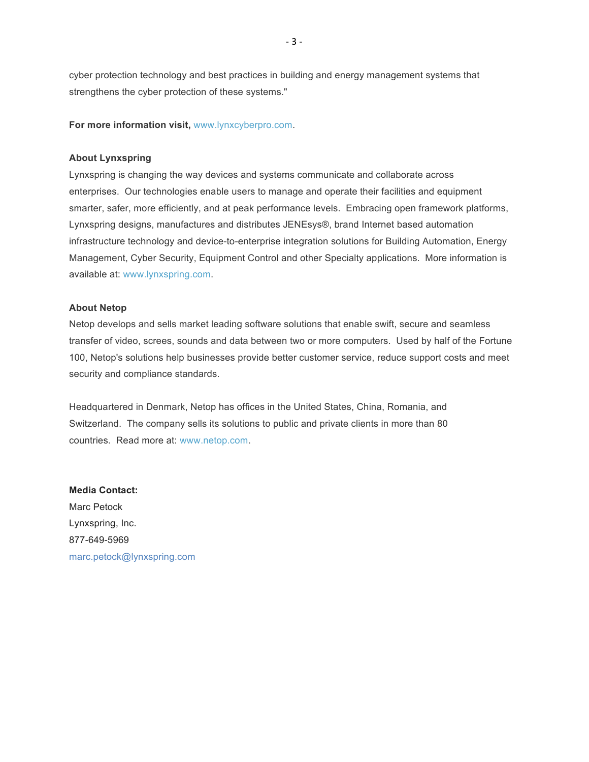cyber protection technology and best practices in building and energy management systems that strengthens the cyber protection of these systems."

**For more information visit,** www.lynxcyberpro.com.

**About Lynxspring**

Lynxspring is changing the way devices and systems communicate and collaborate across enterprises. Our technologies enable users to manage and operate their facilities and equipment smarter, safer, more efficiently, and at peak performance levels. Embracing open framework platforms, Lynxspring designs, manufactures and distributes JENEsys®, brand Internet based automation infrastructure technology and device-to-enterprise integration solutions for Building Automation, Energy Management, Cyber Security, Equipment Control and other Specialty applications. More information is available at: www.lynxspring.com.

**About Netop**

Netop develops and sells market leading software solutions that enable swift, secure and seamless transfer of video, screes, sounds and data between two or more computers. Used by half of the Fortune 100, Netop's solutions help businesses provide better customer service, reduce support costs and meet security and compliance standards.

Headquartered in Denmark, Netop has offices in the United States, China, Romania, and Switzerland. The company sells its solutions to public and private clients in more than 80 countries. Read more at: www.netop.com.

**Media Contact:**
Marc Petock
Lynxspring, Inc.
877-649-5969
marc.petock@lynxspring.com